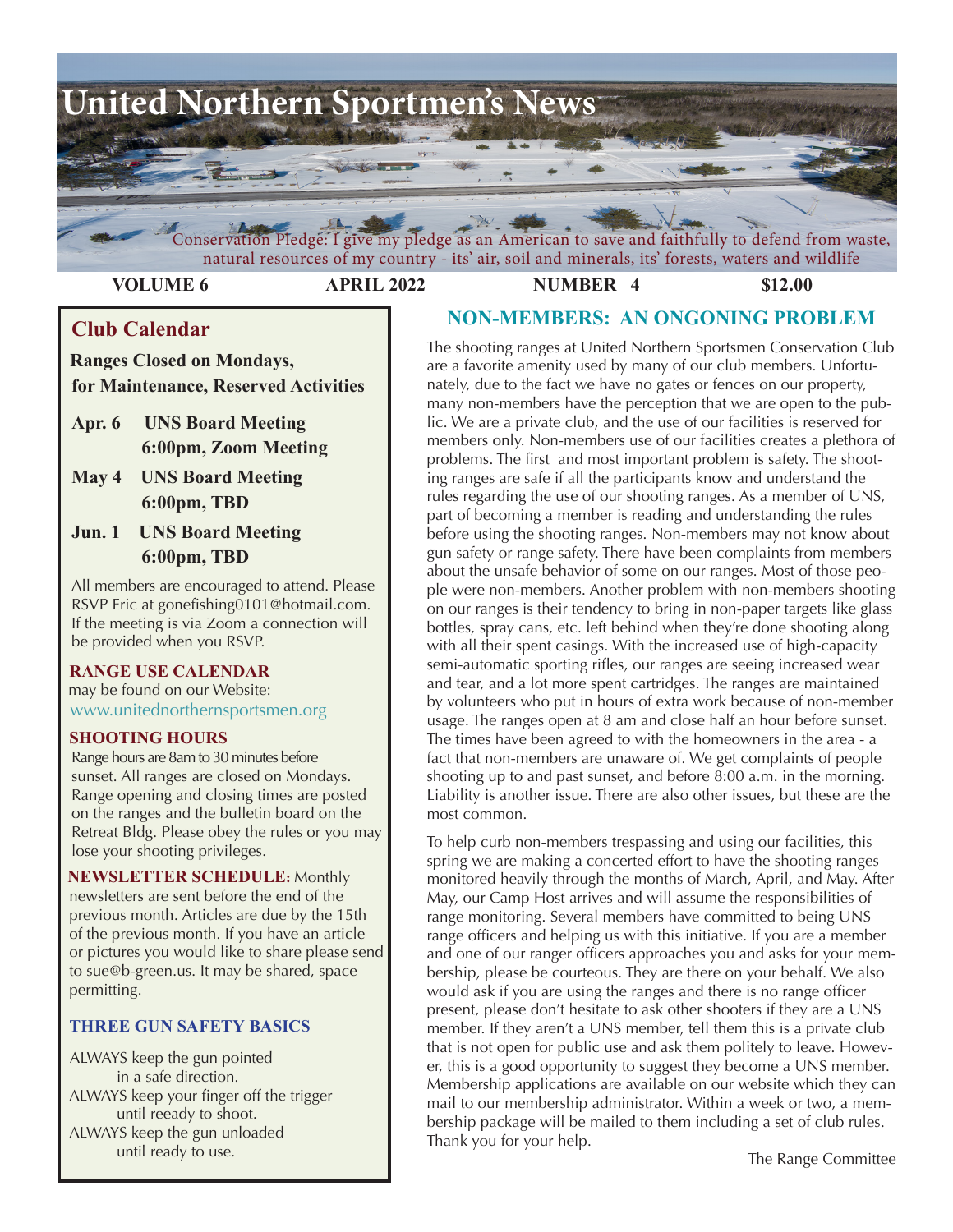# United Northern Sportmen's News

Conservation Pledge: I give my pledge as an American to save and faithfully to defend from waste, natural resources of my country - its' air, soil and minerals, its' forests, waters and wildlife

**VOLUME 6** **APRIL 2022** **NUMBER 4** **$12.00**

## Club Calendar

**Ranges Closed on Mondays, for Maintenance, Reserved Activities**

- **Apr. 6** **UNS Board Meeting 6:00pm, Zoom Meeting**
- **May 4** **UNS Board Meeting 6:00pm, TBD**
- **Jun. 1** **UNS Board Meeting 6:00pm, TBD**

All members are encouraged to attend. Please RSVP Eric at gonefishing0101@hotmail.com. If the meeting is via Zoom a connection will be provided when you RSVP.

**RANGE USE CALENDAR** may be found on our Website: www.unitednorthernsportsmen.org

**SHOOTING HOURS**
Range hours are 8am to 30 minutes before sunset. All ranges are closed on Mondays. Range opening and closing times are posted on the ranges and the bulletin board on the Retreat Bldg. Please obey the rules or you may lose your shooting privileges.

**NEWSLETTER SCHEDULE:** Monthly newsletters are sent before the end of the previous month. Articles are due by the 15th of the previous month. If you have an article or pictures you would like to share please send to sue@b-green.us. It may be shared, space permitting.

**THREE GUN SAFETY BASICS**

ALWAYS keep the gun pointed in a safe direction.
ALWAYS keep your finger off the trigger until reeady to shoot.
ALWAYS keep the gun unloaded until ready to use.

## NON-MEMBERS: AN ONGONING PROBLEM

The shooting ranges at United Northern Sportsmen Conservation Club are a favorite amenity used by many of our club members. Unfortunately, due to the fact we have no gates or fences on our property, many non-members have the perception that we are open to the public. We are a private club, and the use of our facilities is reserved for members only. Non-members use of our facilities creates a plethora of problems. The first and most important problem is safety. The shooting ranges are safe if all the participants know and understand the rules regarding the use of our shooting ranges. As a member of UNS, part of becoming a member is reading and understanding the rules before using the shooting ranges. Non-members may not know about gun safety or range safety. There have been complaints from members about the unsafe behavior of some on our ranges. Most of those people were non-members. Another problem with non-members shooting on our ranges is their tendency to bring in non-paper targets like glass bottles, spray cans, etc. left behind when they're done shooting along with all their spent casings. With the increased use of high-capacity semi-automatic sporting rifles, our ranges are seeing increased wear and tear, and a lot more spent cartridges. The ranges are maintained by volunteers who put in hours of extra work because of non-member usage. The ranges open at 8 am and close half an hour before sunset. The times have been agreed to with the homeowners in the area - a fact that non-members are unaware of. We get complaints of people shooting up to and past sunset, and before 8:00 a.m. in the morning. Liability is another issue. There are also other issues, but these are the most common.

To help curb non-members trespassing and using our facilities, this spring we are making a concerted effort to have the shooting ranges monitored heavily through the months of March, April, and May. After May, our Camp Host arrives and will assume the responsibilities of range monitoring. Several members have committed to being UNS range officers and helping us with this initiative. If you are a member and one of our ranger officers approaches you and asks for your membership, please be courteous. They are there on your behalf. We also would ask if you are using the ranges and there is no range officer present, please don't hesitate to ask other shooters if they are a UNS member. If they aren't a UNS member, tell them this is a private club that is not open for public use and ask them politely to leave. However, this is a good opportunity to suggest they become a UNS member. Membership applications are available on our website which they can mail to our membership administrator. Within a week or two, a membership package will be mailed to them including a set of club rules. Thank you for your help.

The Range Committee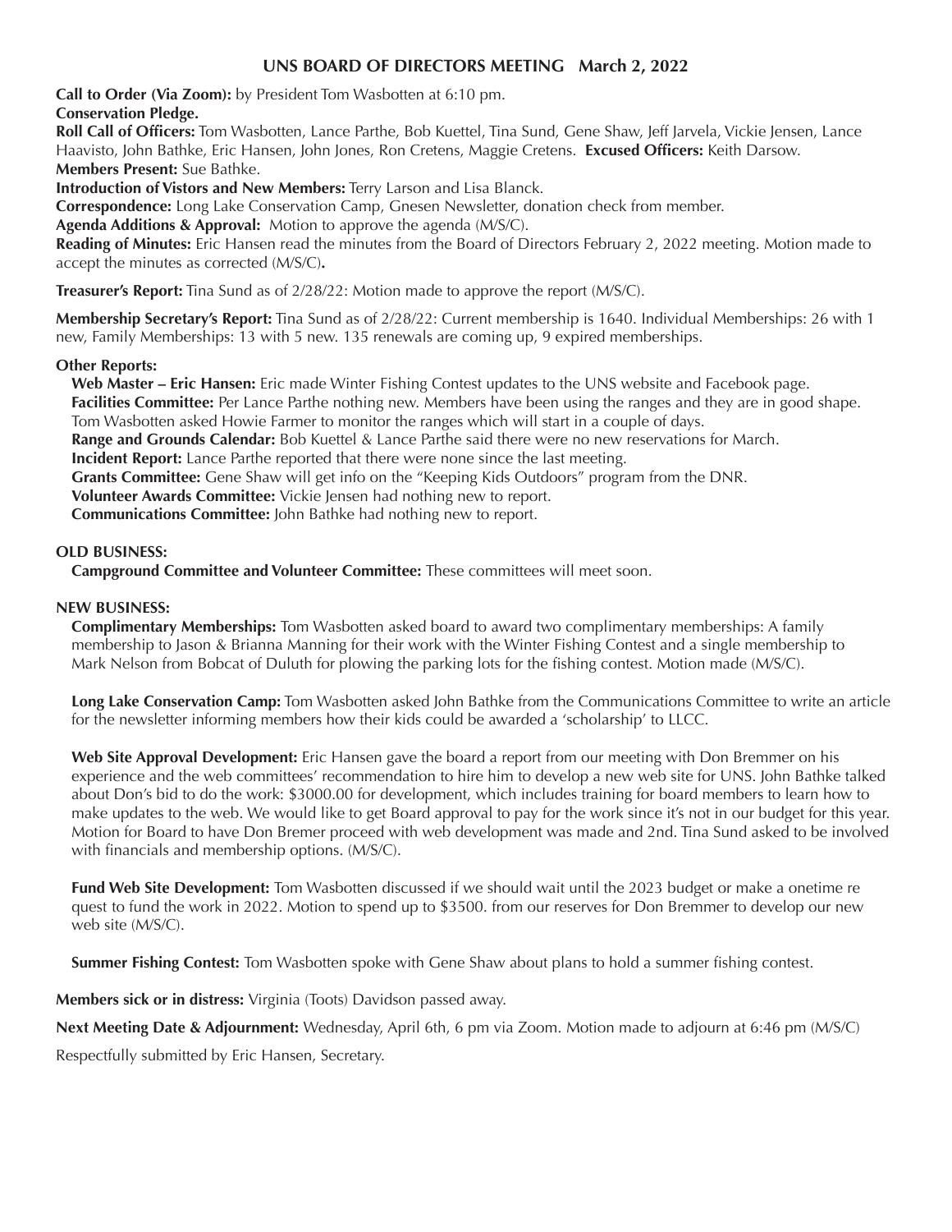# UNS BOARD OF DIRECTORS MEETING March 2, 2022

**Call to Order (Via Zoom):** by President Tom Wasbotten at 6:10 pm.

**Conservation Pledge.**

**Roll Call of Officers:** Tom Wasbotten, Lance Parthe, Bob Kuettel, Tina Sund, Gene Shaw, Jeff Jarvela, Vickie Jensen, Lance Haavisto, John Bathke, Eric Hansen, John Jones, Ron Cretens, Maggie Cretens. **Excused Officers:** Keith Darsow.

**Members Present:** Sue Bathke.

**Introduction of Vistors and New Members:** Terry Larson and Lisa Blanck.

**Correspondence:** Long Lake Conservation Camp, Gnesen Newsletter, donation check from member.

**Agenda Additions & Approval:** Motion to approve the agenda (M/S/C).

**Reading of Minutes:** Eric Hansen read the minutes from the Board of Directors February 2, 2022 meeting. Motion made to accept the minutes as corrected (M/S/C)**.**

**Treasurer's Report:** Tina Sund as of 2/28/22: Motion made to approve the report (M/S/C).

**Membership Secretary's Report:** Tina Sund as of 2/28/22: Current membership is 1640. Individual Memberships: 26 with 1 new, Family Memberships: 13 with 5 new. 135 renewals are coming up, 9 expired memberships.

**Other Reports:**

**Web Master – Eric Hansen:** Eric made Winter Fishing Contest updates to the UNS website and Facebook page.

**Facilities Committee:** Per Lance Parthe nothing new. Members have been using the ranges and they are in good shape. Tom Wasbotten asked Howie Farmer to monitor the ranges which will start in a couple of days.

**Range and Grounds Calendar:** Bob Kuettel & Lance Parthe said there were no new reservations for March.

**Incident Report:** Lance Parthe reported that there were none since the last meeting.

**Grants Committee:** Gene Shaw will get info on the "Keeping Kids Outdoors" program from the DNR.

**Volunteer Awards Committee:** Vickie Jensen had nothing new to report.

**Communications Committee:** John Bathke had nothing new to report.

**OLD BUSINESS:**

**Campground Committee and Volunteer Committee:** These committees will meet soon.

**NEW BUSINESS:**

**Complimentary Memberships:** Tom Wasbotten asked board to award two complimentary memberships: A family membership to Jason & Brianna Manning for their work with the Winter Fishing Contest and a single membership to Mark Nelson from Bobcat of Duluth for plowing the parking lots for the fishing contest. Motion made (M/S/C).

**Long Lake Conservation Camp:** Tom Wasbotten asked John Bathke from the Communications Committee to write an article for the newsletter informing members how their kids could be awarded a 'scholarship' to LLCC.

**Web Site Approval Development:** Eric Hansen gave the board a report from our meeting with Don Bremmer on his experience and the web committees' recommendation to hire him to develop a new web site for UNS. John Bathke talked about Don's bid to do the work: $3000.00 for development, which includes training for board members to learn how to make updates to the web. We would like to get Board approval to pay for the work since it's not in our budget for this year. Motion for Board to have Don Bremer proceed with web development was made and 2nd. Tina Sund asked to be involved with financials and membership options. (M/S/C).

**Fund Web Site Development:** Tom Wasbotten discussed if we should wait until the 2023 budget or make a onetime re quest to fund the work in 2022. Motion to spend up to $3500. from our reserves for Don Bremmer to develop our new web site (M/S/C).

**Summer Fishing Contest:** Tom Wasbotten spoke with Gene Shaw about plans to hold a summer fishing contest.

**Members sick or in distress:** Virginia (Toots) Davidson passed away.

**Next Meeting Date & Adjournment:** Wednesday, April 6th, 6 pm via Zoom. Motion made to adjourn at 6:46 pm (M/S/C)

Respectfully submitted by Eric Hansen, Secretary.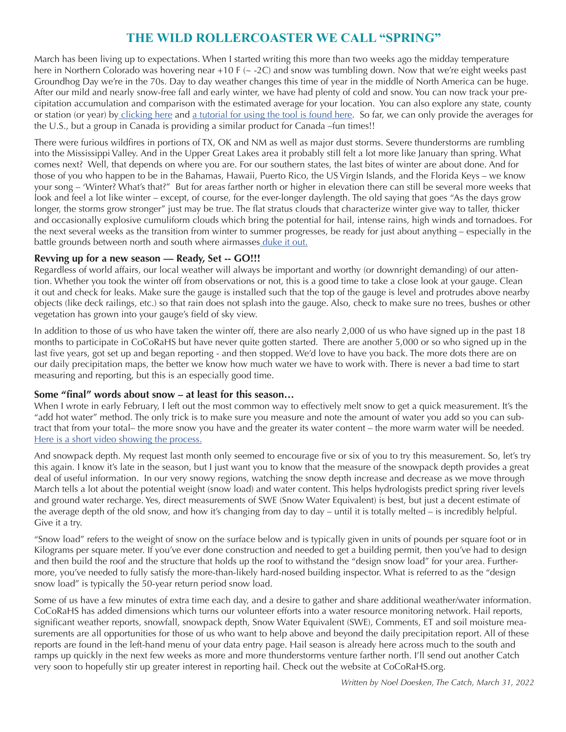# THE WILD ROLLERCOASTER WE CALL "SPRING"

March has been living up to expectations. When I started writing this more than two weeks ago the midday temperature here in Northern Colorado was hovering near +10 F (~ -2C) and snow was tumbling down. Now that we're eight weeks past Groundhog Day we're in the 70s. Day to day weather changes this time of year in the middle of North America can be huge. After our mild and nearly snow-free fall and early winter, we have had plenty of cold and snow. You can now track your precipitation accumulation and comparison with the estimated average for your location. You can also explore any state, county or station (or year) by clicking here and a tutorial for using the tool is found here. So far, we can only provide the averages for the U.S., but a group in Canada is providing a similar product for Canada –fun times!!

There were furious wildfires in portions of TX, OK and NM as well as major dust storms. Severe thunderstorms are rumbling into the Mississippi Valley. And in the Upper Great Lakes area it probably still felt a lot more like January than spring. What comes next? Well, that depends on where you are. For our southern states, the last bites of winter are about done. And for those of you who happen to be in the Bahamas, Hawaii, Puerto Rico, the US Virgin Islands, and the Florida Keys – we know your song – 'Winter? What's that?" But for areas farther north or higher in elevation there can still be several more weeks that look and feel a lot like winter – except, of course, for the ever-longer daylength. The old saying that goes "As the days grow longer, the storms grow stronger" just may be true. The flat stratus clouds that characterize winter give way to taller, thicker and occasionally explosive cumuliform clouds which bring the potential for hail, intense rains, high winds and tornadoes. For the next several weeks as the transition from winter to summer progresses, be ready for just about anything – especially in the battle grounds between north and south where airmasses duke it out.

### Revving up for a new season — Ready, Set -- GO!!!

Regardless of world affairs, our local weather will always be important and worthy (or downright demanding) of our attention. Whether you took the winter off from observations or not, this is a good time to take a close look at your gauge. Clean it out and check for leaks. Make sure the gauge is installed such that the top of the gauge is level and protrudes above nearby objects (like deck railings, etc.) so that rain does not splash into the gauge. Also, check to make sure no trees, bushes or other vegetation has grown into your gauge's field of sky view.

In addition to those of us who have taken the winter off, there are also nearly 2,000 of us who have signed up in the past 18 months to participate in CoCoRaHS but have never quite gotten started. There are another 5,000 or so who signed up in the last five years, got set up and began reporting - and then stopped. We'd love to have you back. The more dots there are on our daily precipitation maps, the better we know how much water we have to work with. There is never a bad time to start measuring and reporting, but this is an especially good time.

### Some "final" words about snow – at least for this season…

When I wrote in early February, I left out the most common way to effectively melt snow to get a quick measurement. It's the "add hot water" method. The only trick is to make sure you measure and note the amount of water you add so you can subtract that from your total– the more snow you have and the greater its water content – the more warm water will be needed. Here is a short video showing the process.

And snowpack depth. My request last month only seemed to encourage five or six of you to try this measurement. So, let's try this again. I know it's late in the season, but I just want you to know that the measure of the snowpack depth provides a great deal of useful information. In our very snowy regions, watching the snow depth increase and decrease as we move through March tells a lot about the potential weight (snow load) and water content. This helps hydrologists predict spring river levels and ground water recharge. Yes, direct measurements of SWE (Snow Water Equivalent) is best, but just a decent estimate of the average depth of the old snow, and how it's changing from day to day – until it is totally melted – is incredibly helpful. Give it a try.

"Snow load" refers to the weight of snow on the surface below and is typically given in units of pounds per square foot or in Kilograms per square meter. If you've ever done construction and needed to get a building permit, then you've had to design and then build the roof and the structure that holds up the roof to withstand the "design snow load" for your area. Furthermore, you've needed to fully satisfy the more-than-likely hard-nosed building inspector. What is referred to as the "design snow load" is typically the 50-year return period snow load.

Some of us have a few minutes of extra time each day, and a desire to gather and share additional weather/water information. CoCoRaHS has added dimensions which turns our volunteer efforts into a water resource monitoring network. Hail reports, significant weather reports, snowfall, snowpack depth, Snow Water Equivalent (SWE), Comments, ET and soil moisture measurements are all opportunities for those of us who want to help above and beyond the daily precipitation report. All of these reports are found in the left-hand menu of your data entry page. Hail season is already here across much to the south and ramps up quickly in the next few weeks as more and more thunderstorms venture farther north. I'll send out another Catch very soon to hopefully stir up greater interest in reporting hail. Check out the website at CoCoRaHS.org.

*Written by Noel Doesken, The Catch, March 31, 2022*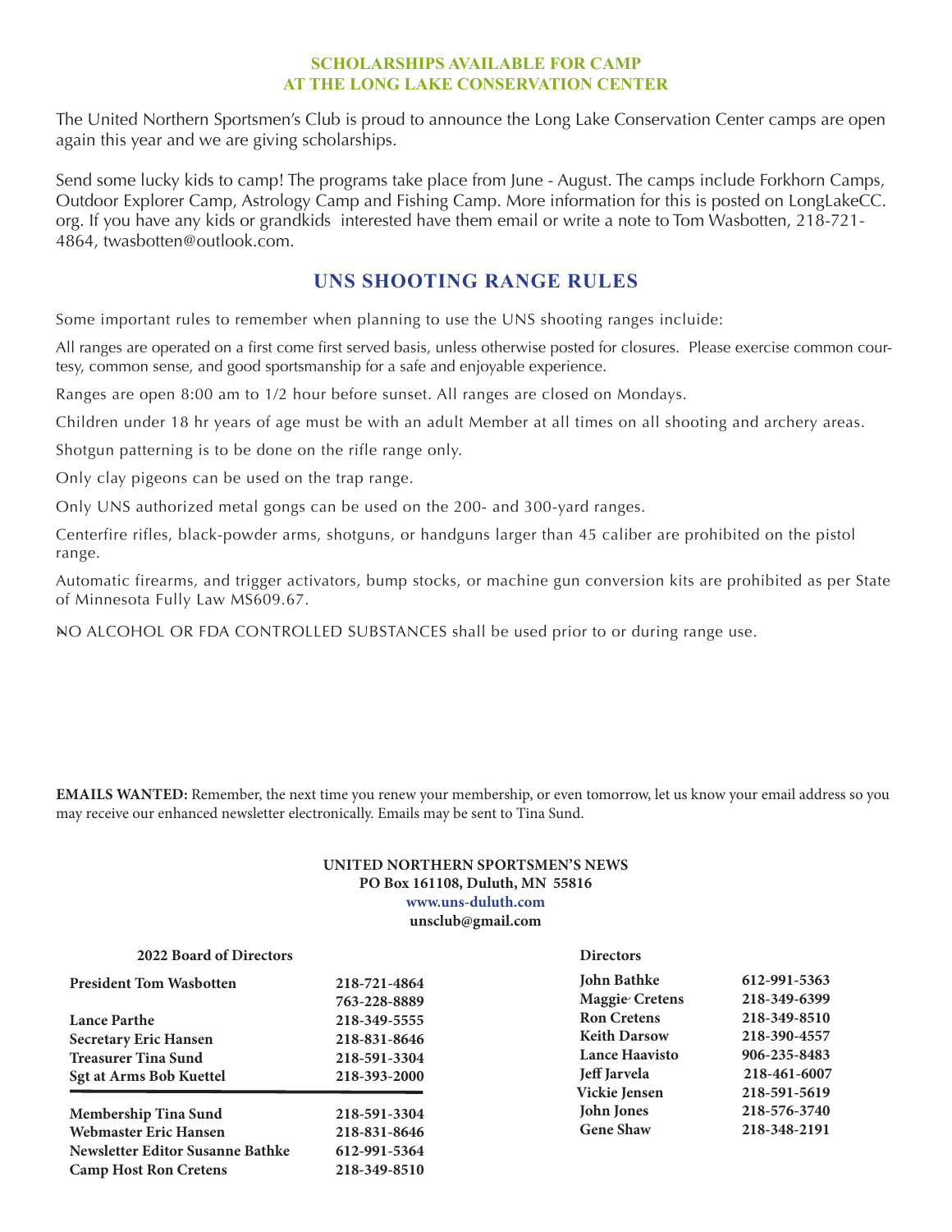## SCHOLARSHIPS AVAILABLE FOR CAMP AT THE LONG LAKE CONSERVATION CENTER

The United Northern Sportsmen's Club is proud to announce the Long Lake Conservation Center camps are open again this year and we are giving scholarships.

Send some lucky kids to camp! The programs take place from June - August. The camps include Forkhorn Camps, Outdoor Explorer Camp, Astrology Camp and Fishing Camp. More information for this is posted on LongLakeCC.org. If you have any kids or grandkids interested have them email or write a note to Tom Wasbotten, 218-721-4864, twasbotten@outlook.com.

## UNS SHOOTING RANGE RULES

Some important rules to remember when planning to use the UNS shooting ranges incluide:

All ranges are operated on a first come first served basis, unless otherwise posted for closures. Please exercise common courtesy, common sense, and good sportsmanship for a safe and enjoyable experience.

Ranges are open 8:00 am to 1/2 hour before sunset. All ranges are closed on Mondays.

Children under 18 hr years of age must be with an adult Member at all times on all shooting and archery areas.

Shotgun patterning is to be done on the rifle range only.

Only clay pigeons can be used on the trap range.

Only UNS authorized metal gongs can be used on the 200- and 300-yard ranges.

Centerfire rifles, black-powder arms, shotguns, or handguns larger than 45 caliber are prohibited on the pistol range.

Automatic firearms, and trigger activators, bump stocks, or machine gun conversion kits are prohibited as per State of Minnesota Fully Law MS609.67.

NO ALCOHOL OR FDA CONTROLLED SUBSTANCES shall be used prior to or during range use.

**EMAILS WANTED:** Remember, the next time you renew your membership, or even tomorrow, let us know your email address so you may receive our enhanced newsletter electronically. Emails may be sent to Tina Sund.

**UNITED NORTHERN SPORTSMEN'S NEWS**
**PO Box 161108, Duluth, MN 55816**
**www.uns-duluth.com**
**unsclub@gmail.com**

**2022 Board of Directors**

| | |
|---|---|
| President Tom Wasbotten | 218-721-4864<br>763-228-8889 |
| Lance Parthe | 218-349-5555 |
| Secretary Eric Hansen | 218-831-8646 |
| Treasurer Tina Sund | 218-591-3304 |
| Sgt at Arms Bob Kuettel | 218-393-2000 |
| Membership Tina Sund | 218-591-3304 |
| Webmaster Eric Hansen | 218-831-8646 |
| Newsletter Editor Susanne Bathke | 612-991-5364 |
| Camp Host Ron Cretens | 218-349-8510 |

**Directors**

| | |
|---|---|
| John Bathke | 612-991-5363 |
| Maggie Cretens | 218-349-6399 |
| Ron Cretens | 218-349-8510 |
| Keith Darsow | 218-390-4557 |
| Lance Haavisto | 906-235-8483 |
| Jeff Jarvela | 218-461-6007 |
| Vickie Jensen | 218-591-5619 |
| John Jones | 218-576-3740 |
| Gene Shaw | 218-348-2191 |